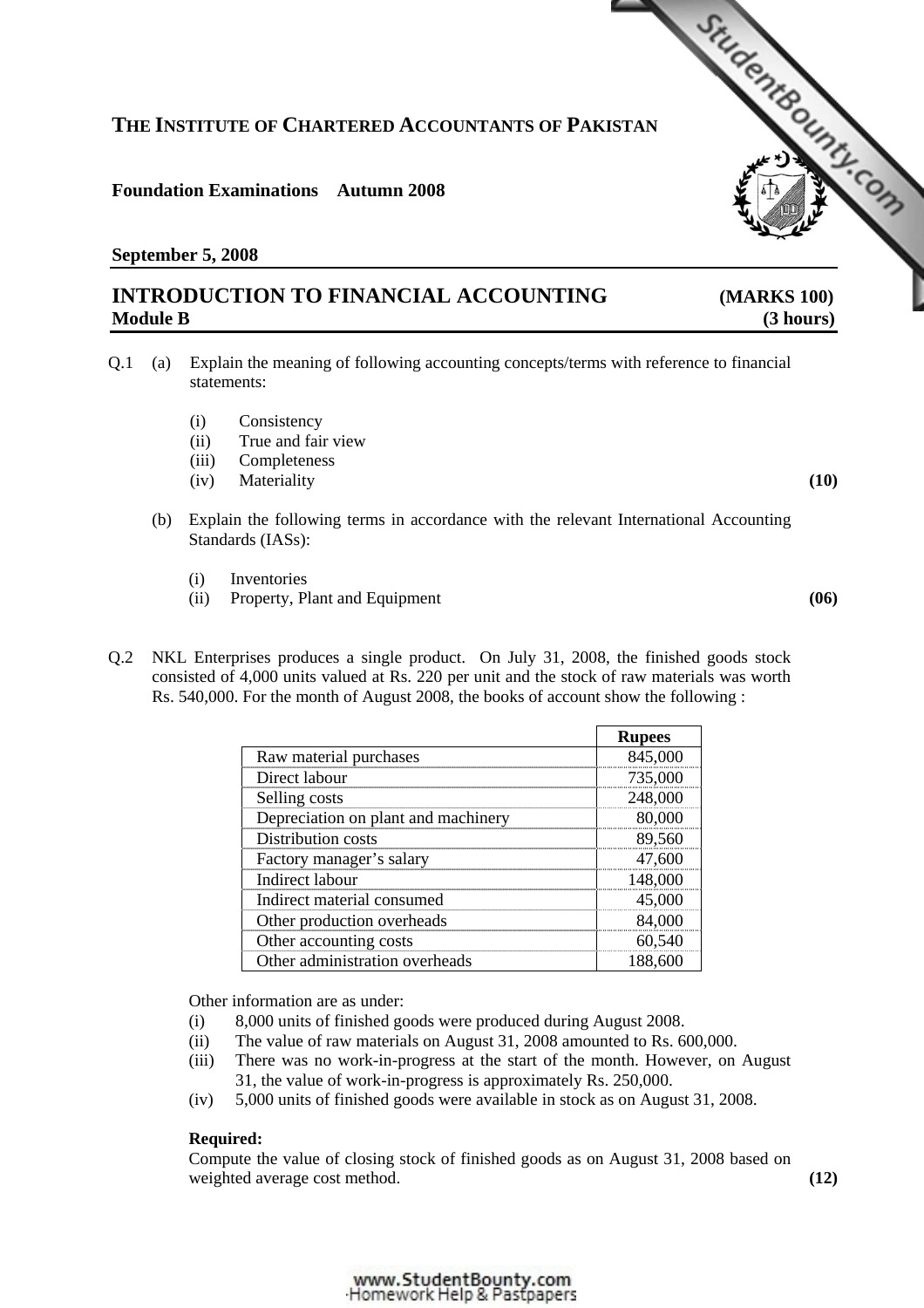# THE INSTITUTE OF CHARTERED ACCOUNTANTS OF PAKISTAN

**Foundation Examinations Autumn 2008**

**September 5, 2008**

## INTRODUCTION TO FINANCIAL ACCOUNTING (MARKS 100)
**Module B (3 hours)**

Q.1 (a) Explain the meaning of following accounting concepts/terms with reference to financial statements:

(i) Consistency
(ii) True and fair view
(iii) Completeness
(iv) Materiality **(10)**

(b) Explain the following terms in accordance with the relevant International Accounting Standards (IASs):

(i) Inventories
(ii) Property, Plant and Equipment **(06)**

Q.2 NKL Enterprises produces a single product. On July 31, 2008, the finished goods stock consisted of 4,000 units valued at Rs. 220 per unit and the stock of raw materials was worth Rs. 540,000. For the month of August 2008, the books of account show the following :

| | Rupees |
|---|---|
| Raw material purchases | 845,000 |
| Direct labour | 735,000 |
| Selling costs | 248,000 |
| Depreciation on plant and machinery | 80,000 |
| Distribution costs | 89,560 |
| Factory manager's salary | 47,600 |
| Indirect labour | 148,000 |
| Indirect material consumed | 45,000 |
| Other production overheads | 84,000 |
| Other accounting costs | 60,540 |
| Other administration overheads | 188,600 |

Other information are as under:

(i) 8,000 units of finished goods were produced during August 2008.
(ii) The value of raw materials on August 31, 2008 amounted to Rs. 600,000.
(iii) There was no work-in-progress at the start of the month. However, on August 31, the value of work-in-progress is approximately Rs. 250,000.
(iv) 5,000 units of finished goods were available in stock as on August 31, 2008.

**Required:**

Compute the value of closing stock of finished goods as on August 31, 2008 based on weighted average cost method. **(12)**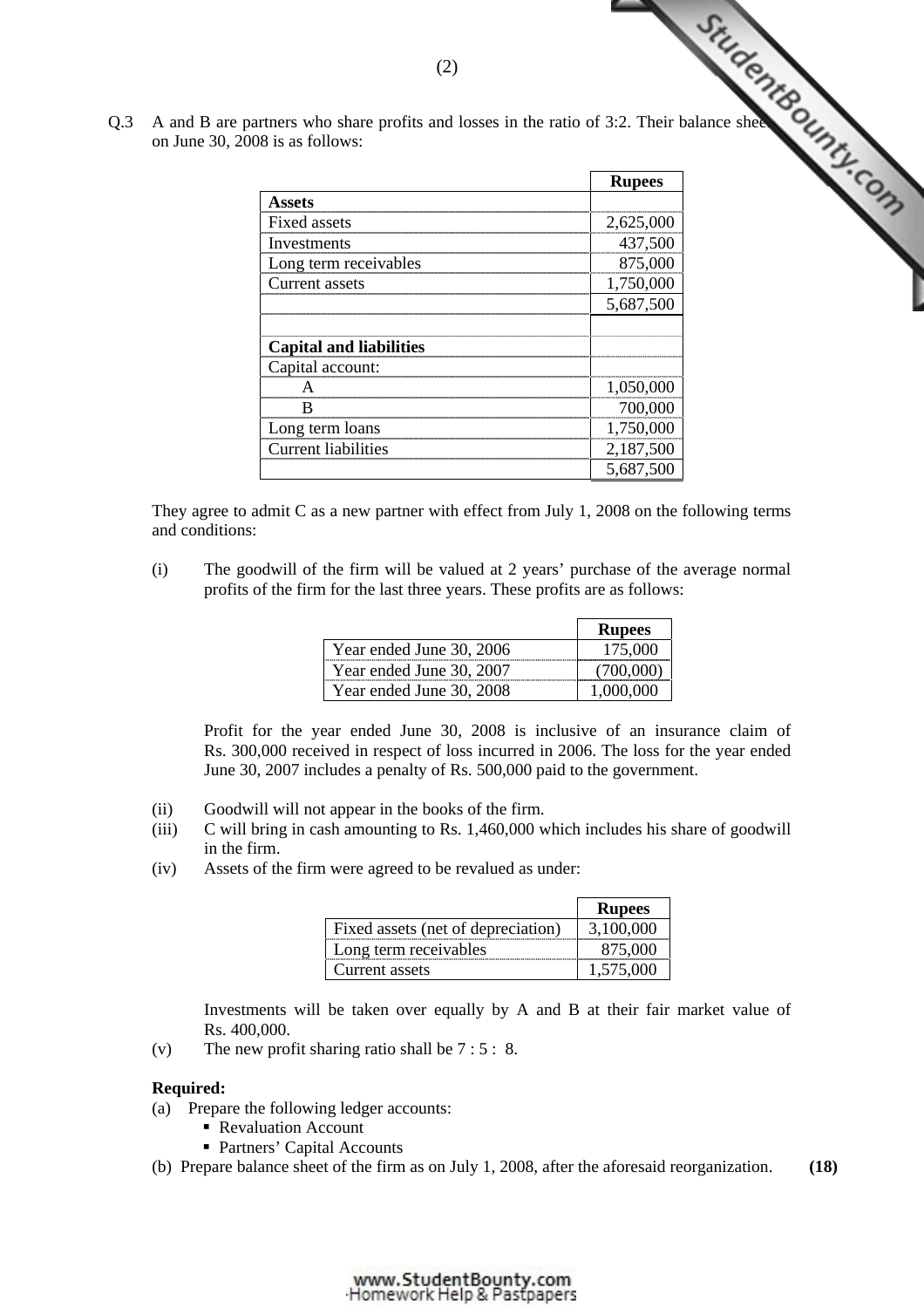Q.3 A and B are partners who share profits and losses in the ratio of 3:2. Their balance sheet on June 30, 2008 is as follows:

| | Rupees |
|---|---|
| **Assets** | |
| Fixed assets | 2,625,000 |
| Investments | 437,500 |
| Long term receivables | 875,000 |
| Current assets | 1,750,000 |
| | 5,687,500 |
| | |
| **Capital and liabilities** | |
| Capital account: | |
| A | 1,050,000 |
| B | 700,000 |
| Long term loans | 1,750,000 |
| Current liabilities | 2,187,500 |
| | 5,687,500 |

They agree to admit C as a new partner with effect from July 1, 2008 on the following terms and conditions:

(i) The goodwill of the firm will be valued at 2 years' purchase of the average normal profits of the firm for the last three years. These profits are as follows:

| | Rupees |
|---|---|
| Year ended June 30, 2006 | 175,000 |
| Year ended June 30, 2007 | (700,000) |
| Year ended June 30, 2008 | 1,000,000 |

Profit for the year ended June 30, 2008 is inclusive of an insurance claim of Rs. 300,000 received in respect of loss incurred in 2006. The loss for the year ended June 30, 2007 includes a penalty of Rs. 500,000 paid to the government.

(ii) Goodwill will not appear in the books of the firm.

(iii) C will bring in cash amounting to Rs. 1,460,000 which includes his share of goodwill in the firm.

(iv) Assets of the firm were agreed to be revalued as under:

| | Rupees |
|---|---|
| Fixed assets (net of depreciation) | 3,100,000 |
| Long term receivables | 875,000 |
| Current assets | 1,575,000 |

Investments will be taken over equally by A and B at their fair market value of Rs. 400,000.

(v) The new profit sharing ratio shall be 7 : 5 : 8.

**Required:**

(a) Prepare the following ledger accounts:
- Revaluation Account
- Partners' Capital Accounts

(b) Prepare balance sheet of the firm as on July 1, 2008, after the aforesaid reorganization. **(18)**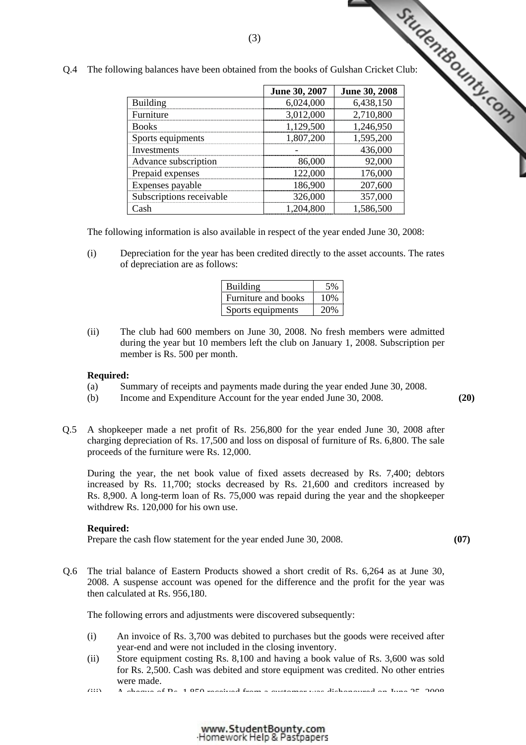Q.4 The following balances have been obtained from the books of Gulshan Cricket Club:

| | June 30, 2007 | June 30, 2008 |
|---|---|---|
| Building | 6,024,000 | 6,438,150 |
| Furniture | 3,012,000 | 2,710,800 |
| Books | 1,129,500 | 1,246,950 |
| Sports equipments | 1,807,200 | 1,595,200 |
| Investments | - | 436,000 |
| Advance subscription | 86,000 | 92,000 |
| Prepaid expenses | 122,000 | 176,000 |
| Expenses payable | 186,900 | 207,600 |
| Subscriptions receivable | 326,000 | 357,000 |
| Cash | 1,204,800 | 1,586,500 |

The following information is also available in respect of the year ended June 30, 2008:

(i) Depreciation for the year has been credited directly to the asset accounts. The rates of depreciation are as follows:

| | |
|---|---|
| Building | 5% |
| Furniture and books | 10% |
| Sports equipments | 20% |

(ii) The club had 600 members on June 30, 2008. No fresh members were admitted during the year but 10 members left the club on January 1, 2008. Subscription per member is Rs. 500 per month.

**Required:**

(a) Summary of receipts and payments made during the year ended June 30, 2008.

(b) Income and Expenditure Account for the year ended June 30, 2008. **(20)**

Q.5 A shopkeeper made a net profit of Rs. 256,800 for the year ended June 30, 2008 after charging depreciation of Rs. 17,500 and loss on disposal of furniture of Rs. 6,800. The sale proceeds of the furniture were Rs. 12,000.

During the year, the net book value of fixed assets decreased by Rs. 7,400; debtors increased by Rs. 11,700; stocks decreased by Rs. 21,600 and creditors increased by Rs. 8,900. A long-term loan of Rs. 75,000 was repaid during the year and the shopkeeper withdrew Rs. 120,000 for his own use.

**Required:**

Prepare the cash flow statement for the year ended June 30, 2008. **(07)**

Q.6 The trial balance of Eastern Products showed a short credit of Rs. 6,264 as at June 30, 2008. A suspense account was opened for the difference and the profit for the year was then calculated at Rs. 956,180.

The following errors and adjustments were discovered subsequently:

(i) An invoice of Rs. 3,700 was debited to purchases but the goods were received after year-end and were not included in the closing inventory.

(ii) Store equipment costing Rs. 8,100 and having a book value of Rs. 3,600 was sold for Rs. 2,500. Cash was debited and store equipment was credited. No other entries were made.

(iii) A cheque of Rs. 1,850 received from a customer was dishonoured on June 25, 2008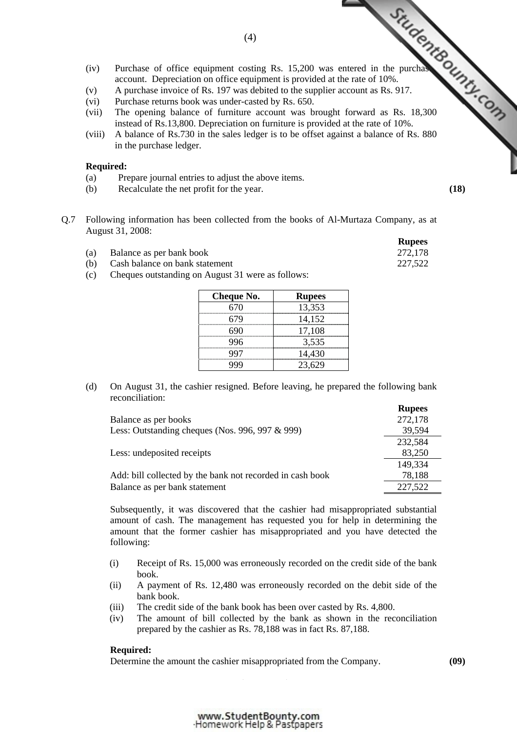(iv) Purchase of office equipment costing Rs. 15,200 was entered in the purchase account. Depreciation on office equipment is provided at the rate of 10%.

(v) A purchase invoice of Rs. 197 was debited to the supplier account as Rs. 917.

(vi) Purchase returns book was under-casted by Rs. 650.

(vii) The opening balance of furniture account was brought forward as Rs. 18,300 instead of Rs.13,800. Depreciation on furniture is provided at the rate of 10%.

(viii) A balance of Rs.730 in the sales ledger is to be offset against a balance of Rs. 880 in the purchase ledger.

**Required:**

(a) Prepare journal entries to adjust the above items.

(b) Recalculate the net profit for the year. **(18)**

Q.7 Following information has been collected from the books of Al-Murtaza Company, as at August 31, 2008:

| | | Rupees |
|---|---|---|
| (a) | Balance as per bank book | 272,178 |
| (b) | Cash balance on bank statement | 227,522 |

(c) Cheques outstanding on August 31 were as follows:

| Cheque No. | Rupees |
|---|---|
| 670 | 13,353 |
| 679 | 14,152 |
| 690 | 17,108 |
| 996 | 3,535 |
| 997 | 14,430 |
| 999 | 23,629 |

(d) On August 31, the cashier resigned. Before leaving, he prepared the following bank reconciliation:

| | Rupees |
|---|---|
| Balance as per books | 272,178 |
| Less: Outstanding cheques (Nos. 996, 997 & 999) | 39,594 |
| | 232,584 |
| Less: undeposited receipts | 83,250 |
| | 149,334 |
| Add: bill collected by the bank not recorded in cash book | 78,188 |
| Balance as per bank statement | 227,522 |

Subsequently, it was discovered that the cashier had misappropriated substantial amount of cash. The management has requested you for help in determining the amount that the former cashier has misappropriated and you have detected the following:

(i) Receipt of Rs. 15,000 was erroneously recorded on the credit side of the bank book.

(ii) A payment of Rs. 12,480 was erroneously recorded on the debit side of the bank book.

(iii) The credit side of the bank book has been over casted by Rs. 4,800.

(iv) The amount of bill collected by the bank as shown in the reconciliation prepared by the cashier as Rs. 78,188 was in fact Rs. 87,188.

**Required:**

Determine the amount the cashier misappropriated from the Company. **(09)**